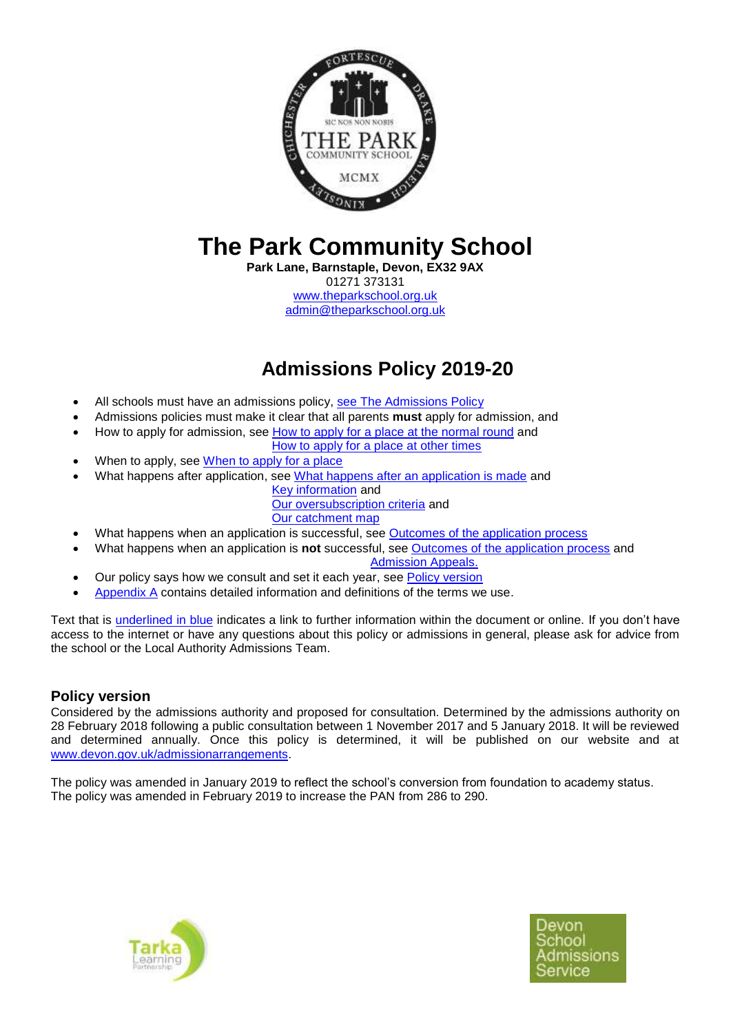# The Park Community School

**Park Lane, Barnstaple, Devon, EX32 9AX**
01271 373131
www.theparkschool.org.uk
admin@theparkschool.org.uk

## Admissions Policy 2019-20

- All schools must have an admissions policy, see The Admissions Policy
- Admissions policies must make it clear that all parents **must** apply for admission, and
- How to apply for admission, see How to apply for a place at the normal round and How to apply for a place at other times
- When to apply, see When to apply for a place
- What happens after application, see What happens after an application is made and Key information and Our oversubscription criteria and Our catchment map
- What happens when an application is successful, see Outcomes of the application process
- What happens when an application is **not** successful, see Outcomes of the application process and Admission Appeals.
- Our policy says how we consult and set it each year, see Policy version
- Appendix A contains detailed information and definitions of the terms we use.

Text that is underlined in blue indicates a link to further information within the document or online. If you don't have access to the internet or have any questions about this policy or admissions in general, please ask for advice from the school or the Local Authority Admissions Team.

### Policy version

Considered by the admissions authority and proposed for consultation. Determined by the admissions authority on 28 February 2018 following a public consultation between 1 November 2017 and 5 January 2018. It will be reviewed and determined annually. Once this policy is determined, it will be published on our website and at www.devon.gov.uk/admissionarrangements.

The policy was amended in January 2019 to reflect the school's conversion from foundation to academy status.
The policy was amended in February 2019 to increase the PAN from 286 to 290.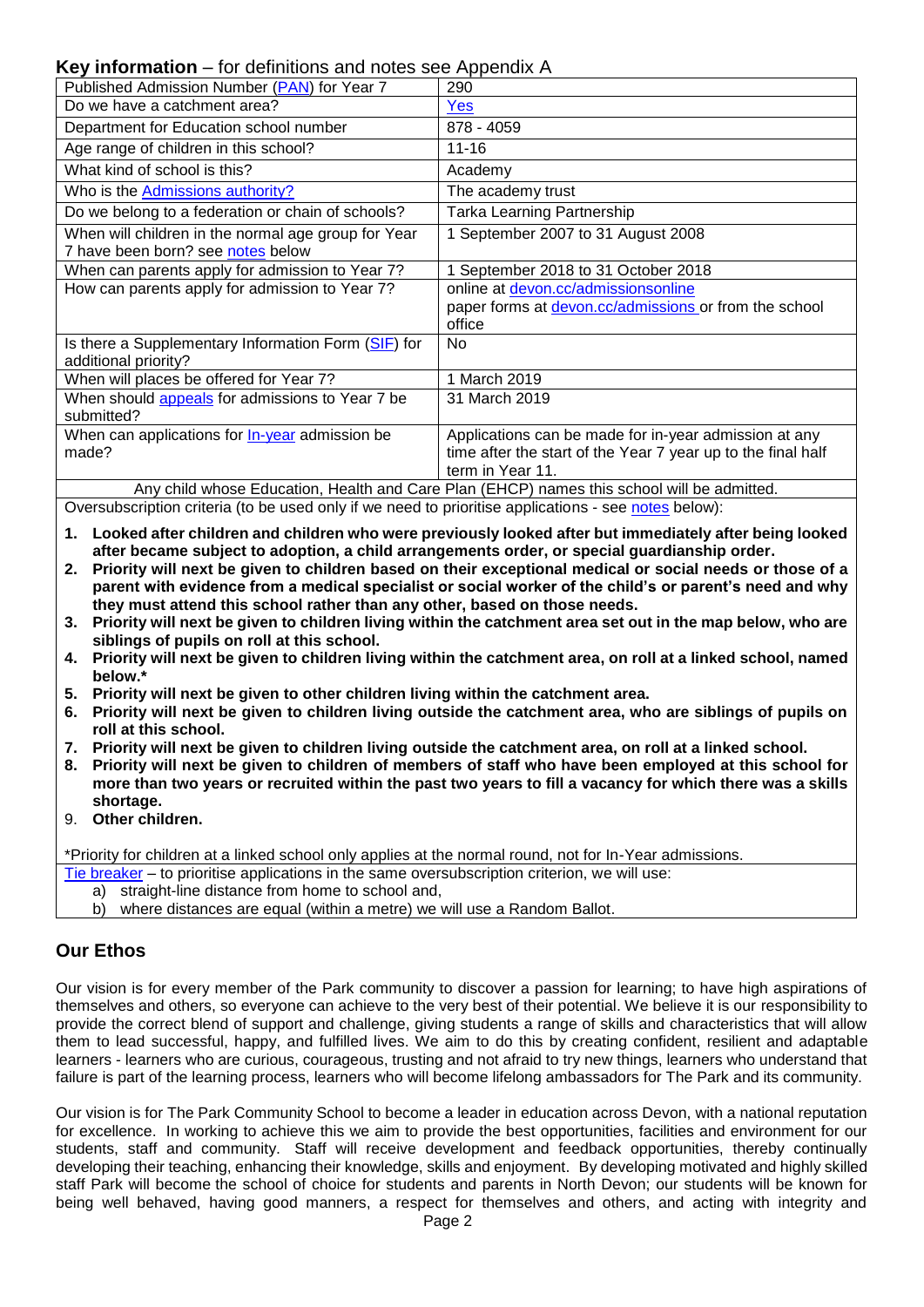## Key information – for definitions and notes see Appendix A

| | |
|---|---|
| Published Admission Number (PAN) for Year 7 | 290 |
| Do we have a catchment area? | Yes |
| Department for Education school number | 878 - 4059 |
| Age range of children in this school? | 11-16 |
| What kind of school is this? | Academy |
| Who is the Admissions authority? | The academy trust |
| Do we belong to a federation or chain of schools? | Tarka Learning Partnership |
| When will children in the normal age group for Year 7 have been born? see notes below | 1 September 2007 to 31 August 2008 |
| When can parents apply for admission to Year 7? | 1 September 2018 to 31 October 2018 |
| How can parents apply for admission to Year 7? | online at devon.cc/admissionsonline<br>paper forms at devon.cc/admissions or from the school office |
| Is there a Supplementary Information Form (SIF) for additional priority? | No |
| When will places be offered for Year 7? | 1 March 2019 |
| When should appeals for admissions to Year 7 be submitted? | 31 March 2019 |
| When can applications for In-year admission be made? | Applications can be made for in-year admission at any time after the start of the Year 7 year up to the final half term in Year 11. |

Any child whose Education, Health and Care Plan (EHCP) names this school will be admitted.

Oversubscription criteria (to be used only if we need to prioritise applications - see notes below):

1. **Looked after children and children who were previously looked after but immediately after being looked after became subject to adoption, a child arrangements order, or special guardianship order.**
2. **Priority will next be given to children based on their exceptional medical or social needs or those of a parent with evidence from a medical specialist or social worker of the child's or parent's need and why they must attend this school rather than any other, based on those needs.**
3. **Priority will next be given to children living within the catchment area set out in the map below, who are siblings of pupils on roll at this school.**
4. **Priority will next be given to children living within the catchment area, on roll at a linked school, named below.***
5. **Priority will next be given to other children living within the catchment area.**
6. **Priority will next be given to children living outside the catchment area, who are siblings of pupils on roll at this school.**
7. **Priority will next be given to children living outside the catchment area, on roll at a linked school.**
8. **Priority will next be given to children of members of staff who have been employed at this school for more than two years or recruited within the past two years to fill a vacancy for which there was a skills shortage.**
9. **Other children.**

*Priority for children at a linked school only applies at the normal round, not for In-Year admissions.

Tie breaker – to prioritise applications in the same oversubscription criterion, we will use:

a) straight-line distance from home to school and,
b) where distances are equal (within a metre) we will use a Random Ballot.

## Our Ethos

Our vision is for every member of the Park community to discover a passion for learning; to have high aspirations of themselves and others, so everyone can achieve to the very best of their potential. We believe it is our responsibility to provide the correct blend of support and challenge, giving students a range of skills and characteristics that will allow them to lead successful, happy, and fulfilled lives. We aim to do this by creating confident, resilient and adaptable learners - learners who are curious, courageous, trusting and not afraid to try new things, learners who understand that failure is part of the learning process, learners who will become lifelong ambassadors for The Park and its community.

Our vision is for The Park Community School to become a leader in education across Devon, with a national reputation for excellence. In working to achieve this we aim to provide the best opportunities, facilities and environment for our students, staff and community. Staff will receive development and feedback opportunities, thereby continually developing their teaching, enhancing their knowledge, skills and enjoyment. By developing motivated and highly skilled staff Park will become the school of choice for students and parents in North Devon; our students will be known for being well behaved, having good manners, a respect for themselves and others, and acting with integrity and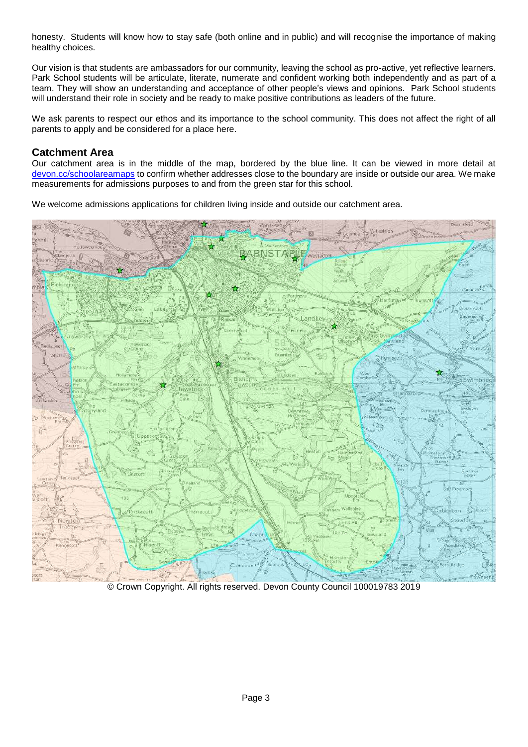honesty. Students will know how to stay safe (both online and in public) and will recognise the importance of making healthy choices.

Our vision is that students are ambassadors for our community, leaving the school as pro-active, yet reflective learners. Park School students will be articulate, literate, numerate and confident working both independently and as part of a team. They will show an understanding and acceptance of other people's views and opinions. Park School students will understand their role in society and be ready to make positive contributions as leaders of the future.

We ask parents to respect our ethos and its importance to the school community. This does not affect the right of all parents to apply and be considered for a place here.

## Catchment Area

Our catchment area is in the middle of the map, bordered by the blue line. It can be viewed in more detail at [devon.cc/schoolareamaps](devon.cc/schoolareamaps) to confirm whether addresses close to the boundary are inside or outside our area. We make measurements for admissions purposes to and from the green star for this school.

We welcome admissions applications for children living inside and outside our catchment area.

© Crown Copyright. All rights reserved. Devon County Council 100019783 2019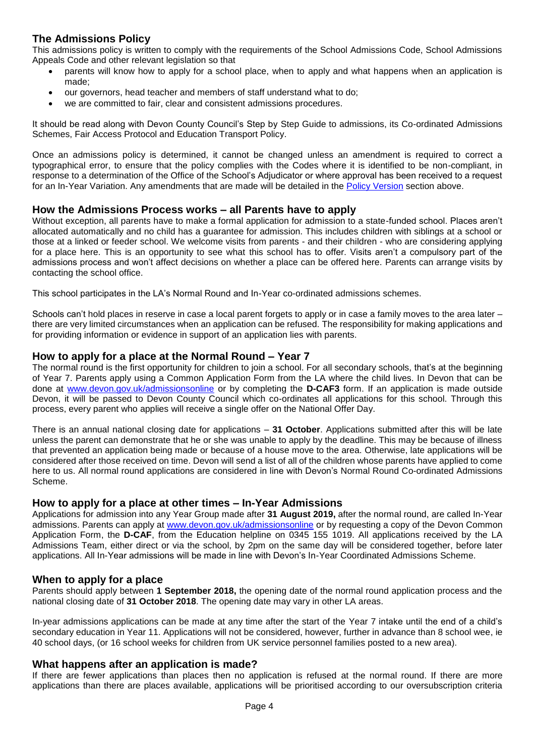## The Admissions Policy

This admissions policy is written to comply with the requirements of the School Admissions Code, School Admissions Appeals Code and other relevant legislation so that

- parents will know how to apply for a school place, when to apply and what happens when an application is made;
- our governors, head teacher and members of staff understand what to do;
- we are committed to fair, clear and consistent admissions procedures.

It should be read along with Devon County Council's Step by Step Guide to admissions, its Co-ordinated Admissions Schemes, Fair Access Protocol and Education Transport Policy.

Once an admissions policy is determined, it cannot be changed unless an amendment is required to correct a typographical error, to ensure that the policy complies with the Codes where it is identified to be non-compliant, in response to a determination of the Office of the School's Adjudicator or where approval has been received to a request for an In-Year Variation. Any amendments that are made will be detailed in the Policy Version section above.

## How the Admissions Process works – all Parents have to apply

Without exception, all parents have to make a formal application for admission to a state-funded school. Places aren't allocated automatically and no child has a guarantee for admission. This includes children with siblings at a school or those at a linked or feeder school. We welcome visits from parents - and their children - who are considering applying for a place here. This is an opportunity to see what this school has to offer. Visits aren't a compulsory part of the admissions process and won't affect decisions on whether a place can be offered here. Parents can arrange visits by contacting the school office.

This school participates in the LA's Normal Round and In-Year co-ordinated admissions schemes.

Schools can't hold places in reserve in case a local parent forgets to apply or in case a family moves to the area later – there are very limited circumstances when an application can be refused. The responsibility for making applications and for providing information or evidence in support of an application lies with parents.

## How to apply for a place at the Normal Round – Year 7

The normal round is the first opportunity for children to join a school. For all secondary schools, that's at the beginning of Year 7. Parents apply using a Common Application Form from the LA where the child lives. In Devon that can be done at www.devon.gov.uk/admissionsonline or by completing the **D-CAF3** form. If an application is made outside Devon, it will be passed to Devon County Council which co-ordinates all applications for this school. Through this process, every parent who applies will receive a single offer on the National Offer Day.

There is an annual national closing date for applications – **31 October**. Applications submitted after this will be late unless the parent can demonstrate that he or she was unable to apply by the deadline. This may be because of illness that prevented an application being made or because of a house move to the area. Otherwise, late applications will be considered after those received on time. Devon will send a list of all of the children whose parents have applied to come here to us. All normal round applications are considered in line with Devon's Normal Round Co-ordinated Admissions Scheme.

## How to apply for a place at other times – In-Year Admissions

Applications for admission into any Year Group made after **31 August 2019,** after the normal round, are called In-Year admissions. Parents can apply at www.devon.gov.uk/admissionsonline or by requesting a copy of the Devon Common Application Form, the **D-CAF**, from the Education helpline on 0345 155 1019. All applications received by the LA Admissions Team, either direct or via the school, by 2pm on the same day will be considered together, before later applications. All In-Year admissions will be made in line with Devon's In-Year Coordinated Admissions Scheme.

## When to apply for a place

Parents should apply between **1 September 2018,** the opening date of the normal round application process and the national closing date of **31 October 2018**. The opening date may vary in other LA areas.

In-year admissions applications can be made at any time after the start of the Year 7 intake until the end of a child's secondary education in Year 11. Applications will not be considered, however, further in advance than 8 school wee, ie 40 school days, (or 16 school weeks for children from UK service personnel families posted to a new area).

## What happens after an application is made?

If there are fewer applications than places then no application is refused at the normal round. If there are more applications than there are places available, applications will be prioritised according to our oversubscription criteria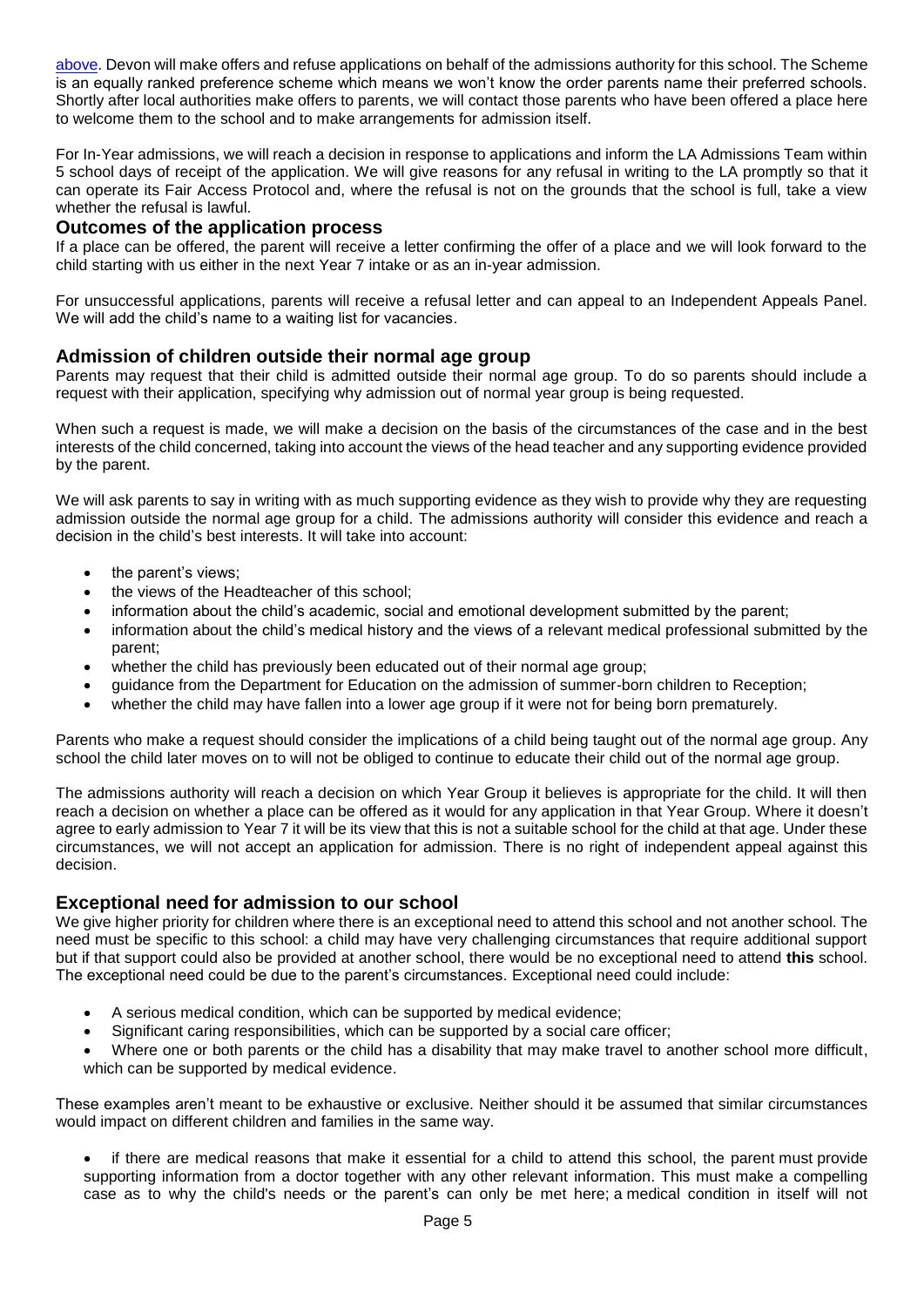above. Devon will make offers and refuse applications on behalf of the admissions authority for this school. The Scheme is an equally ranked preference scheme which means we won't know the order parents name their preferred schools. Shortly after local authorities make offers to parents, we will contact those parents who have been offered a place here to welcome them to the school and to make arrangements for admission itself.

For In-Year admissions, we will reach a decision in response to applications and inform the LA Admissions Team within 5 school days of receipt of the application. We will give reasons for any refusal in writing to the LA promptly so that it can operate its Fair Access Protocol and, where the refusal is not on the grounds that the school is full, take a view whether the refusal is lawful.

## Outcomes of the application process

If a place can be offered, the parent will receive a letter confirming the offer of a place and we will look forward to the child starting with us either in the next Year 7 intake or as an in-year admission.

For unsuccessful applications, parents will receive a refusal letter and can appeal to an Independent Appeals Panel. We will add the child's name to a waiting list for vacancies.

## Admission of children outside their normal age group

Parents may request that their child is admitted outside their normal age group. To do so parents should include a request with their application, specifying why admission out of normal year group is being requested.

When such a request is made, we will make a decision on the basis of the circumstances of the case and in the best interests of the child concerned, taking into account the views of the head teacher and any supporting evidence provided by the parent.

We will ask parents to say in writing with as much supporting evidence as they wish to provide why they are requesting admission outside the normal age group for a child. The admissions authority will consider this evidence and reach a decision in the child's best interests. It will take into account:

- the parent's views;
- the views of the Headteacher of this school;
- information about the child's academic, social and emotional development submitted by the parent;
- information about the child's medical history and the views of a relevant medical professional submitted by the parent;
- whether the child has previously been educated out of their normal age group;
- guidance from the Department for Education on the admission of summer-born children to Reception;
- whether the child may have fallen into a lower age group if it were not for being born prematurely.

Parents who make a request should consider the implications of a child being taught out of the normal age group. Any school the child later moves on to will not be obliged to continue to educate their child out of the normal age group.

The admissions authority will reach a decision on which Year Group it believes is appropriate for the child. It will then reach a decision on whether a place can be offered as it would for any application in that Year Group. Where it doesn't agree to early admission to Year 7 it will be its view that this is not a suitable school for the child at that age. Under these circumstances, we will not accept an application for admission. There is no right of independent appeal against this decision.

## Exceptional need for admission to our school

We give higher priority for children where there is an exceptional need to attend this school and not another school. The need must be specific to this school: a child may have very challenging circumstances that require additional support but if that support could also be provided at another school, there would be no exceptional need to attend **this** school. The exceptional need could be due to the parent's circumstances. Exceptional need could include:

- A serious medical condition, which can be supported by medical evidence;
- Significant caring responsibilities, which can be supported by a social care officer;
- Where one or both parents or the child has a disability that may make travel to another school more difficult, which can be supported by medical evidence.

These examples aren't meant to be exhaustive or exclusive. Neither should it be assumed that similar circumstances would impact on different children and families in the same way.

- if there are medical reasons that make it essential for a child to attend this school, the parent must provide supporting information from a doctor together with any other relevant information. This must make a compelling case as to why the child's needs or the parent's can only be met here; a medical condition in itself will not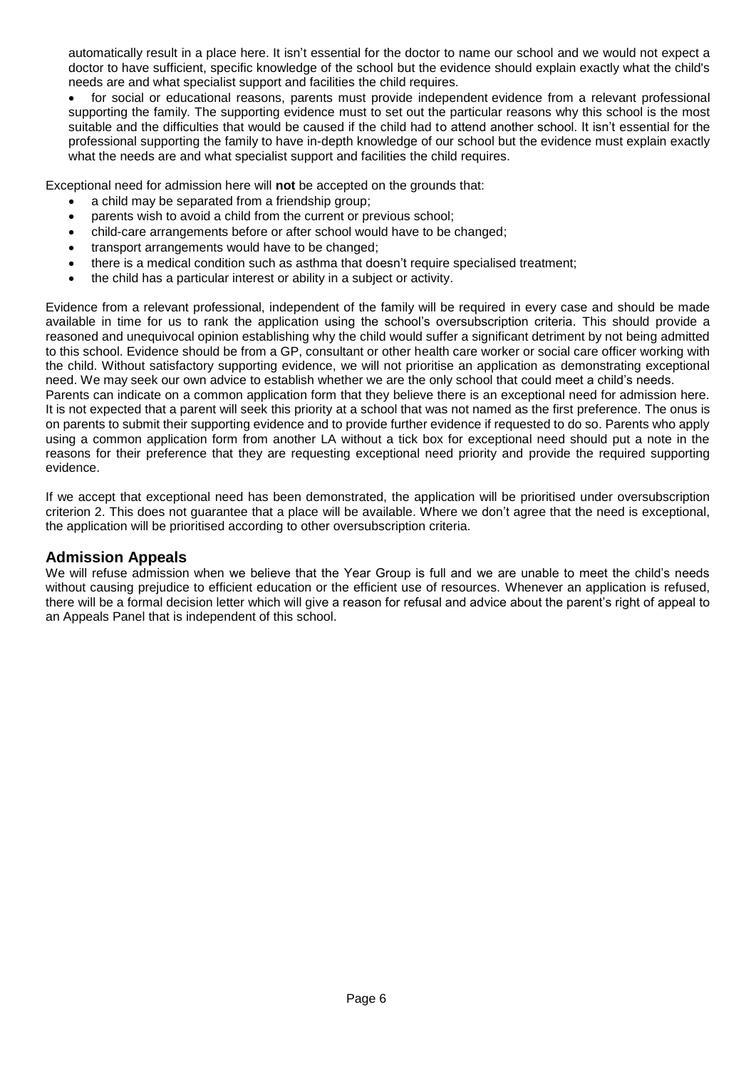automatically result in a place here. It isn't essential for the doctor to name our school and we would not expect a doctor to have sufficient, specific knowledge of the school but the evidence should explain exactly what the child's needs are and what specialist support and facilities the child requires.

- for social or educational reasons, parents must provide independent evidence from a relevant professional supporting the family. The supporting evidence must to set out the particular reasons why this school is the most suitable and the difficulties that would be caused if the child had to attend another school. It isn't essential for the professional supporting the family to have in-depth knowledge of our school but the evidence must explain exactly what the needs are and what specialist support and facilities the child requires.

Exceptional need for admission here will **not** be accepted on the grounds that:

- a child may be separated from a friendship group;
- parents wish to avoid a child from the current or previous school;
- child-care arrangements before or after school would have to be changed;
- transport arrangements would have to be changed;
- there is a medical condition such as asthma that doesn't require specialised treatment;
- the child has a particular interest or ability in a subject or activity.

Evidence from a relevant professional, independent of the family will be required in every case and should be made available in time for us to rank the application using the school's oversubscription criteria. This should provide a reasoned and unequivocal opinion establishing why the child would suffer a significant detriment by not being admitted to this school. Evidence should be from a GP, consultant or other health care worker or social care officer working with the child. Without satisfactory supporting evidence, we will not prioritise an application as demonstrating exceptional need. We may seek our own advice to establish whether we are the only school that could meet a child's needs.
Parents can indicate on a common application form that they believe there is an exceptional need for admission here. It is not expected that a parent will seek this priority at a school that was not named as the first preference. The onus is on parents to submit their supporting evidence and to provide further evidence if requested to do so. Parents who apply using a common application form from another LA without a tick box for exceptional need should put a note in the reasons for their preference that they are requesting exceptional need priority and provide the required supporting evidence.

If we accept that exceptional need has been demonstrated, the application will be prioritised under oversubscription criterion 2. This does not guarantee that a place will be available. Where we don't agree that the need is exceptional, the application will be prioritised according to other oversubscription criteria.

## Admission Appeals

We will refuse admission when we believe that the Year Group is full and we are unable to meet the child's needs without causing prejudice to efficient education or the efficient use of resources. Whenever an application is refused, there will be a formal decision letter which will give a reason for refusal and advice about the parent's right of appeal to an Appeals Panel that is independent of this school.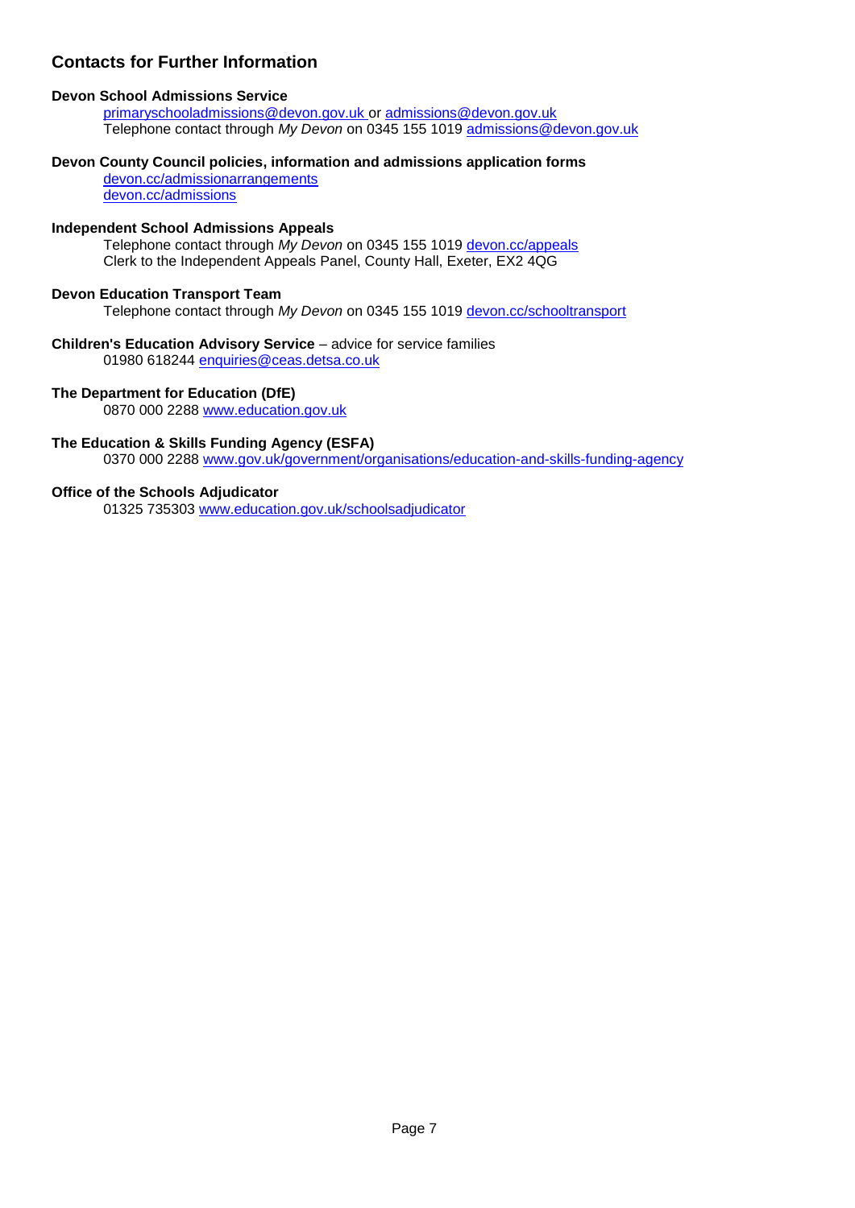## Contacts for Further Information

**Devon School Admissions Service**

primaryschooladmissions@devon.gov.uk or admissions@devon.gov.uk
Telephone contact through *My Devon* on 0345 155 1019 admissions@devon.gov.uk

**Devon County Council policies, information and admissions application forms**

devon.cc/admissionarrangements
devon.cc/admissions

**Independent School Admissions Appeals**

Telephone contact through *My Devon* on 0345 155 1019 devon.cc/appeals
Clerk to the Independent Appeals Panel, County Hall, Exeter, EX2 4QG

**Devon Education Transport Team**

Telephone contact through *My Devon* on 0345 155 1019 devon.cc/schooltransport

**Children's Education Advisory Service** – advice for service families

01980 618244 enquiries@ceas.detsa.co.uk

**The Department for Education (DfE)**

0870 000 2288 www.education.gov.uk

**The Education & Skills Funding Agency (ESFA)**

0370 000 2288 www.gov.uk/government/organisations/education-and-skills-funding-agency

**Office of the Schools Adjudicator**

01325 735303 www.education.gov.uk/schoolsadjudicator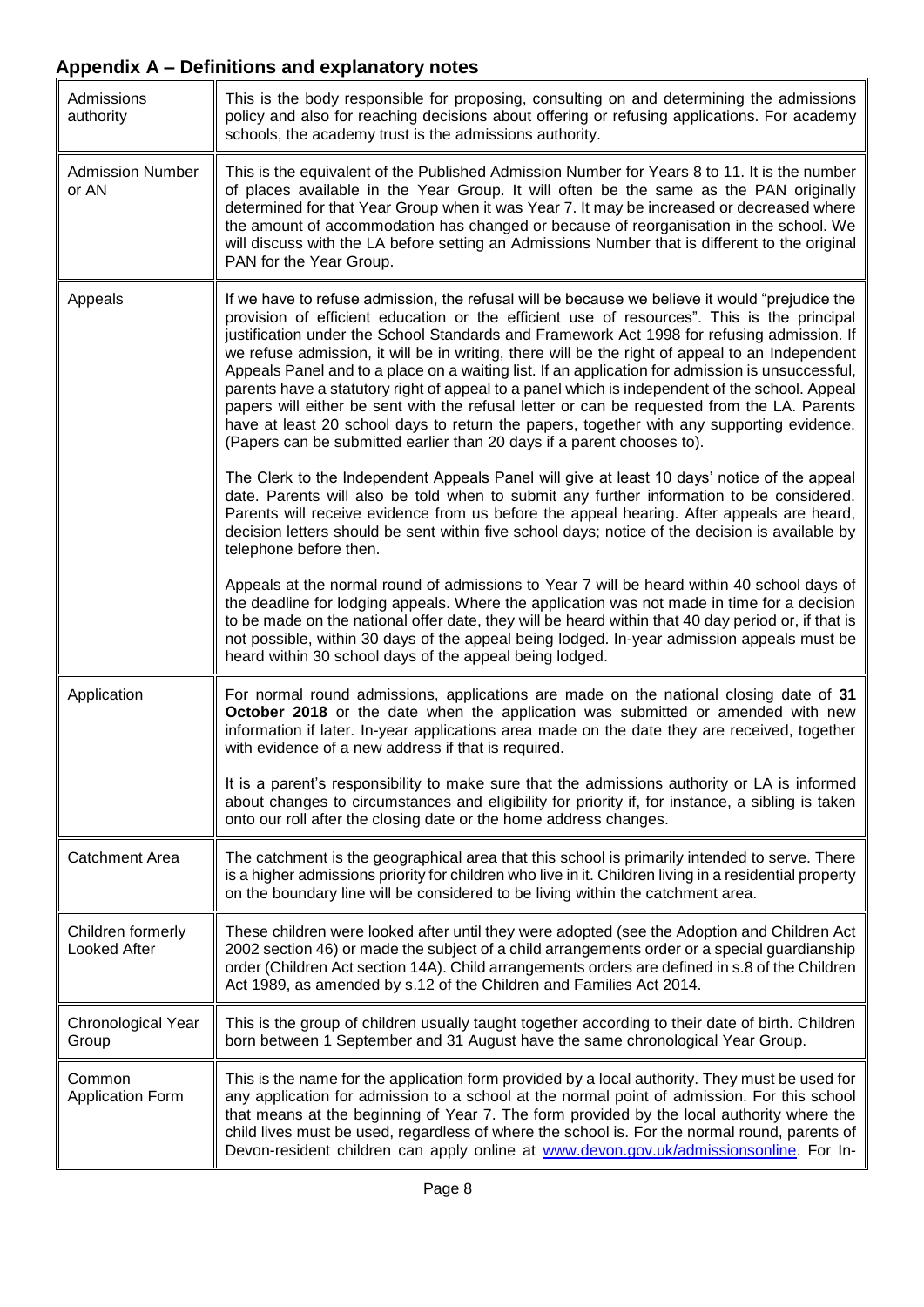## Appendix A – Definitions and explanatory notes

| | |
|---|---|
| Admissions authority | This is the body responsible for proposing, consulting on and determining the admissions policy and also for reaching decisions about offering or refusing applications. For academy schools, the academy trust is the admissions authority. |
| Admission Number or AN | This is the equivalent of the Published Admission Number for Years 8 to 11. It is the number of places available in the Year Group. It will often be the same as the PAN originally determined for that Year Group when it was Year 7. It may be increased or decreased where the amount of accommodation has changed or because of reorganisation in the school. We will discuss with the LA before setting an Admissions Number that is different to the original PAN for the Year Group. |
| Appeals | If we have to refuse admission, the refusal will be because we believe it would "prejudice the provision of efficient education or the efficient use of resources". This is the principal justification under the School Standards and Framework Act 1998 for refusing admission. If we refuse admission, it will be in writing, there will be the right of appeal to an Independent Appeals Panel and to a place on a waiting list. If an application for admission is unsuccessful, parents have a statutory right of appeal to a panel which is independent of the school. Appeal papers will either be sent with the refusal letter or can be requested from the LA. Parents have at least 20 school days to return the papers, together with any supporting evidence. (Papers can be submitted earlier than 20 days if a parent chooses to).<br><br>The Clerk to the Independent Appeals Panel will give at least 10 days' notice of the appeal date. Parents will also be told when to submit any further information to be considered. Parents will receive evidence from us before the appeal hearing. After appeals are heard, decision letters should be sent within five school days; notice of the decision is available by telephone before then.<br><br>Appeals at the normal round of admissions to Year 7 will be heard within 40 school days of the deadline for lodging appeals. Where the application was not made in time for a decision to be made on the national offer date, they will be heard within that 40 day period or, if that is not possible, within 30 days of the appeal being lodged. In-year admission appeals must be heard within 30 school days of the appeal being lodged. |
| Application | For normal round admissions, applications are made on the national closing date of **31 October 2018** or the date when the application was submitted or amended with new information if later. In-year applications area made on the date they are received, together with evidence of a new address if that is required.<br><br>It is a parent's responsibility to make sure that the admissions authority or LA is informed about changes to circumstances and eligibility for priority if, for instance, a sibling is taken onto our roll after the closing date or the home address changes. |
| Catchment Area | The catchment is the geographical area that this school is primarily intended to serve. There is a higher admissions priority for children who live in it. Children living in a residential property on the boundary line will be considered to be living within the catchment area. |
| Children formerly Looked After | These children were looked after until they were adopted (see the Adoption and Children Act 2002 section 46) or made the subject of a child arrangements order or a special guardianship order (Children Act section 14A). Child arrangements orders are defined in s.8 of the Children Act 1989, as amended by s.12 of the Children and Families Act 2014. |
| Chronological Year Group | This is the group of children usually taught together according to their date of birth. Children born between 1 September and 31 August have the same chronological Year Group. |
| Common Application Form | This is the name for the application form provided by a local authority. They must be used for any application for admission to a school at the normal point of admission. For this school that means at the beginning of Year 7. The form provided by the local authority where the child lives must be used, regardless of where the school is. For the normal round, parents of Devon-resident children can apply online at www.devon.gov.uk/admissionsonline. For In- |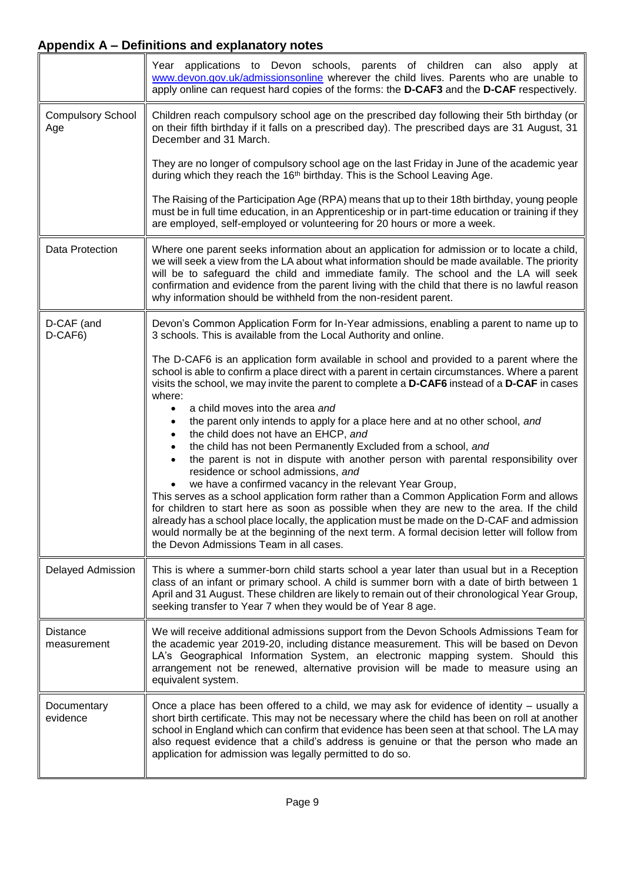## Appendix A – Definitions and explanatory notes

| | |
|---|---|
| | Year applications to Devon schools, parents of children can also apply at www.devon.gov.uk/admissionsonline wherever the child lives. Parents who are unable to apply online can request hard copies of the forms: the **D-CAF3** and the **D-CAF** respectively. |
| Compulsory School Age | Children reach compulsory school age on the prescribed day following their 5th birthday (or on their fifth birthday if it falls on a prescribed day). The prescribed days are 31 August, 31 December and 31 March.<br><br>They are no longer of compulsory school age on the last Friday in June of the academic year during which they reach the 16th birthday. This is the School Leaving Age.<br><br>The Raising of the Participation Age (RPA) means that up to their 18th birthday, young people must be in full time education, in an Apprenticeship or in part-time education or training if they are employed, self-employed or volunteering for 20 hours or more a week. |
| Data Protection | Where one parent seeks information about an application for admission or to locate a child, we will seek a view from the LA about what information should be made available. The priority will be to safeguard the child and immediate family. The school and the LA will seek confirmation and evidence from the parent living with the child that there is no lawful reason why information should be withheld from the non-resident parent. |
| D-CAF (and D-CAF6) | Devon's Common Application Form for In-Year admissions, enabling a parent to name up to 3 schools. This is available from the Local Authority and online.<br><br>The D-CAF6 is an application form available in school and provided to a parent where the school is able to confirm a place direct with a parent in certain circumstances. Where a parent visits the school, we may invite the parent to complete a **D-CAF6** instead of a **D-CAF** in cases where:<br>• a child moves into the area *and*<br>• the parent only intends to apply for a place here and at no other school, *and*<br>• the child does not have an EHCP, *and*<br>• the child has not been Permanently Excluded from a school, *and*<br>• the parent is not in dispute with another person with parental responsibility over residence or school admissions, *and*<br>• we have a confirmed vacancy in the relevant Year Group,<br>This serves as a school application form rather than a Common Application Form and allows for children to start here as soon as possible when they are new to the area. If the child already has a school place locally, the application must be made on the D-CAF and admission would normally be at the beginning of the next term. A formal decision letter will follow from the Devon Admissions Team in all cases. |
| Delayed Admission | This is where a summer-born child starts school a year later than usual but in a Reception class of an infant or primary school. A child is summer born with a date of birth between 1 April and 31 August. These children are likely to remain out of their chronological Year Group, seeking transfer to Year 7 when they would be of Year 8 age. |
| Distance measurement | We will receive additional admissions support from the Devon Schools Admissions Team for the academic year 2019-20, including distance measurement. This will be based on Devon LA's Geographical Information System, an electronic mapping system. Should this arrangement not be renewed, alternative provision will be made to measure using an equivalent system. |
| Documentary evidence | Once a place has been offered to a child, we may ask for evidence of identity – usually a short birth certificate. This may not be necessary where the child has been on roll at another school in England which can confirm that evidence has been seen at that school. The LA may also request evidence that a child's address is genuine or that the person who made an application for admission was legally permitted to do so. |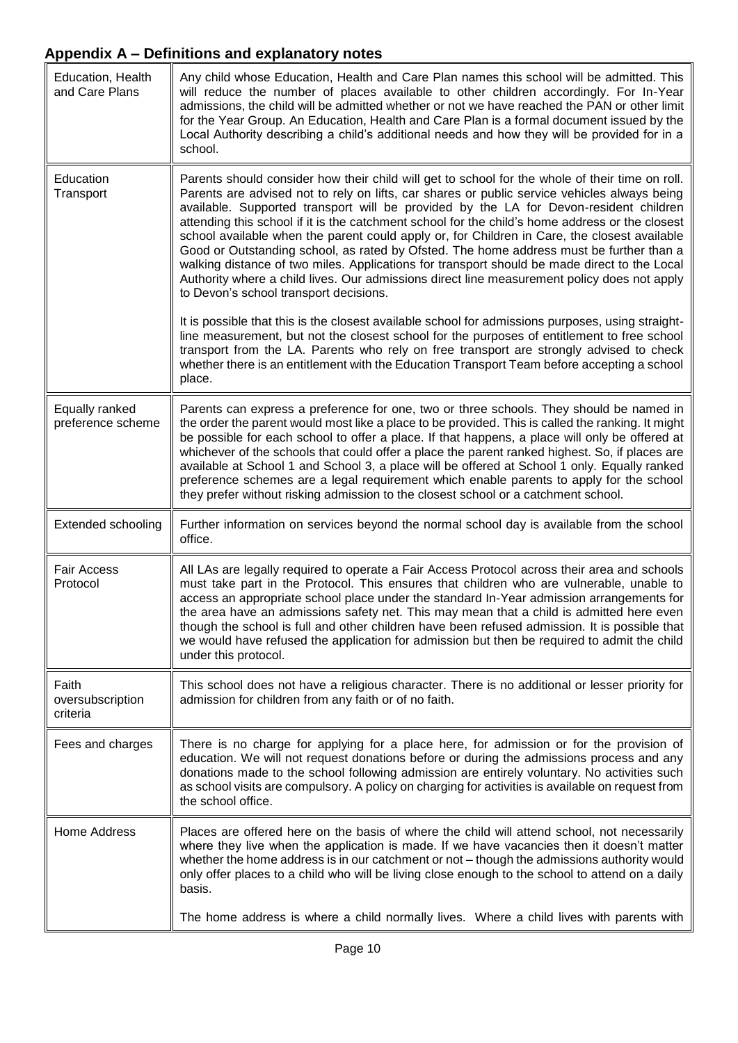## Appendix A – Definitions and explanatory notes

| | |
|---|---|
| Education, Health and Care Plans | Any child whose Education, Health and Care Plan names this school will be admitted. This will reduce the number of places available to other children accordingly. For In-Year admissions, the child will be admitted whether or not we have reached the PAN or other limit for the Year Group. An Education, Health and Care Plan is a formal document issued by the Local Authority describing a child's additional needs and how they will be provided for in a school. |
| Education Transport | Parents should consider how their child will get to school for the whole of their time on roll. Parents are advised not to rely on lifts, car shares or public service vehicles always being available. Supported transport will be provided by the LA for Devon-resident children attending this school if it is the catchment school for the child's home address or the closest school available when the parent could apply or, for Children in Care, the closest available Good or Outstanding school, as rated by Ofsted. The home address must be further than a walking distance of two miles. Applications for transport should be made direct to the Local Authority where a child lives. Our admissions direct line measurement policy does not apply to Devon's school transport decisions.<br><br>It is possible that this is the closest available school for admissions purposes, using straight-line measurement, but not the closest school for the purposes of entitlement to free school transport from the LA. Parents who rely on free transport are strongly advised to check whether there is an entitlement with the Education Transport Team before accepting a school place. |
| Equally ranked preference scheme | Parents can express a preference for one, two or three schools. They should be named in the order the parent would most like a place to be provided. This is called the ranking. It might be possible for each school to offer a place. If that happens, a place will only be offered at whichever of the schools that could offer a place the parent ranked highest. So, if places are available at School 1 and School 3, a place will be offered at School 1 only. Equally ranked preference schemes are a legal requirement which enable parents to apply for the school they prefer without risking admission to the closest school or a catchment school. |
| Extended schooling | Further information on services beyond the normal school day is available from the school office. |
| Fair Access Protocol | All LAs are legally required to operate a Fair Access Protocol across their area and schools must take part in the Protocol. This ensures that children who are vulnerable, unable to access an appropriate school place under the standard In-Year admission arrangements for the area have an admissions safety net. This may mean that a child is admitted here even though the school is full and other children have been refused admission. It is possible that we would have refused the application for admission but then be required to admit the child under this protocol. |
| Faith oversubscription criteria | This school does not have a religious character. There is no additional or lesser priority for admission for children from any faith or of no faith. |
| Fees and charges | There is no charge for applying for a place here, for admission or for the provision of education. We will not request donations before or during the admissions process and any donations made to the school following admission are entirely voluntary. No activities such as school visits are compulsory. A policy on charging for activities is available on request from the school office. |
| Home Address | Places are offered here on the basis of where the child will attend school, not necessarily where they live when the application is made. If we have vacancies then it doesn't matter whether the home address is in our catchment or not – though the admissions authority would only offer places to a child who will be living close enough to the school to attend on a daily basis.<br><br>The home address is where a child normally lives. Where a child lives with parents with |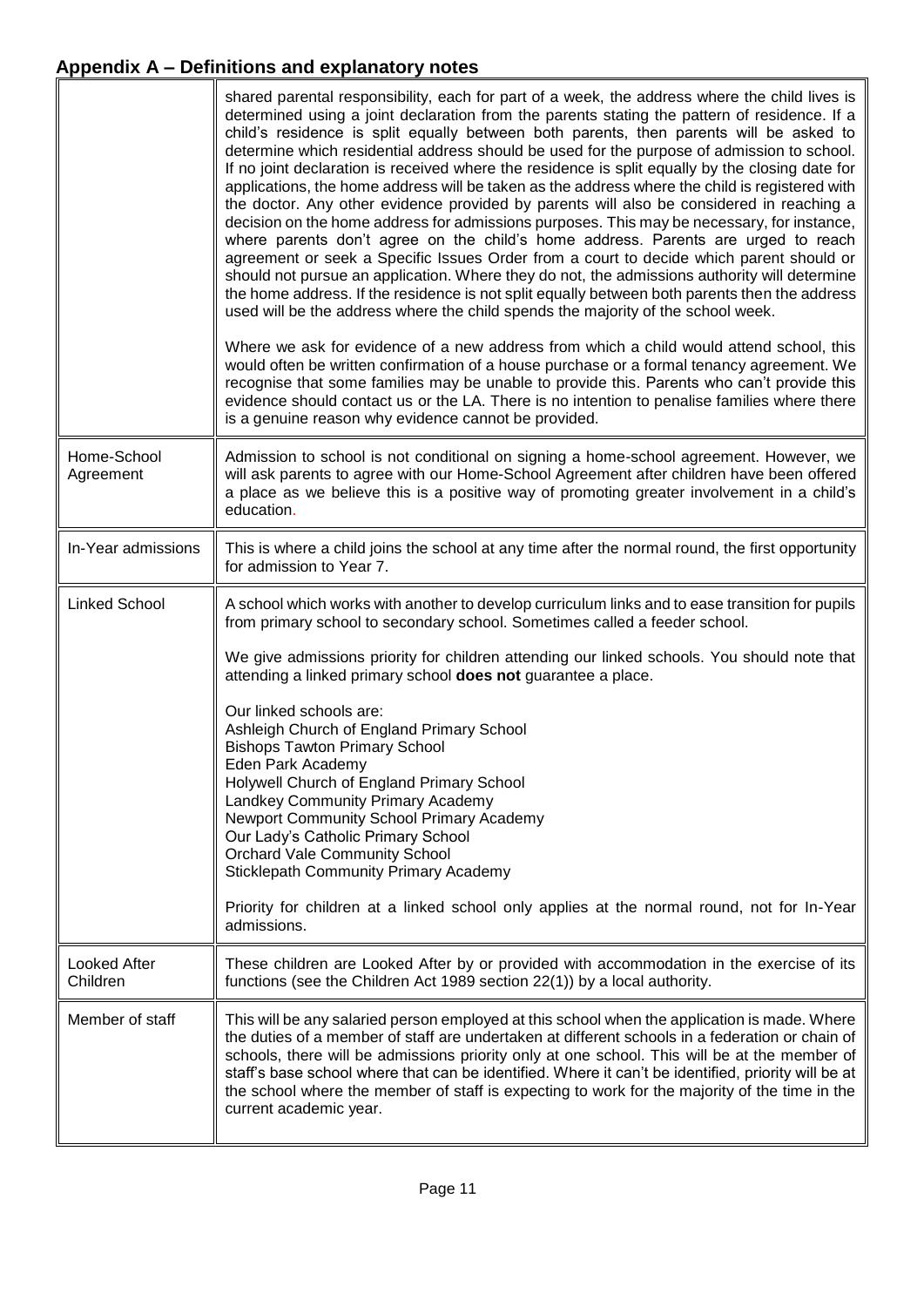## Appendix A – Definitions and explanatory notes

| | |
|---|---|
| | shared parental responsibility, each for part of a week, the address where the child lives is determined using a joint declaration from the parents stating the pattern of residence. If a child's residence is split equally between both parents, then parents will be asked to determine which residential address should be used for the purpose of admission to school. If no joint declaration is received where the residence is split equally by the closing date for applications, the home address will be taken as the address where the child is registered with the doctor. Any other evidence provided by parents will also be considered in reaching a decision on the home address for admissions purposes. This may be necessary, for instance, where parents don't agree on the child's home address. Parents are urged to reach agreement or seek a Specific Issues Order from a court to decide which parent should or should not pursue an application. Where they do not, the admissions authority will determine the home address. If the residence is not split equally between both parents then the address used will be the address where the child spends the majority of the school week.<br><br>Where we ask for evidence of a new address from which a child would attend school, this would often be written confirmation of a house purchase or a formal tenancy agreement. We recognise that some families may be unable to provide this. Parents who can't provide this evidence should contact us or the LA. There is no intention to penalise families where there is a genuine reason why evidence cannot be provided. |
| Home-School Agreement | Admission to school is not conditional on signing a home-school agreement. However, we will ask parents to agree with our Home-School Agreement after children have been offered a place as we believe this is a positive way of promoting greater involvement in a child's education. |
| In-Year admissions | This is where a child joins the school at any time after the normal round, the first opportunity for admission to Year 7. |
| Linked School | A school which works with another to develop curriculum links and to ease transition for pupils from primary school to secondary school. Sometimes called a feeder school.<br><br>We give admissions priority for children attending our linked schools. You should note that attending a linked primary school **does not** guarantee a place.<br><br>Our linked schools are:<br>Ashleigh Church of England Primary School<br>Bishops Tawton Primary School<br>Eden Park Academy<br>Holywell Church of England Primary School<br>Landkey Community Primary Academy<br>Newport Community School Primary Academy<br>Our Lady's Catholic Primary School<br>Orchard Vale Community School<br>Sticklepath Community Primary Academy<br><br>Priority for children at a linked school only applies at the normal round, not for In-Year admissions. |
| Looked After Children | These children are Looked After by or provided with accommodation in the exercise of its functions (see the Children Act 1989 section 22(1)) by a local authority. |
| Member of staff | This will be any salaried person employed at this school when the application is made. Where the duties of a member of staff are undertaken at different schools in a federation or chain of schools, there will be admissions priority only at one school. This will be at the member of staff's base school where that can be identified. Where it can't be identified, priority will be at the school where the member of staff is expecting to work for the majority of the time in the current academic year. |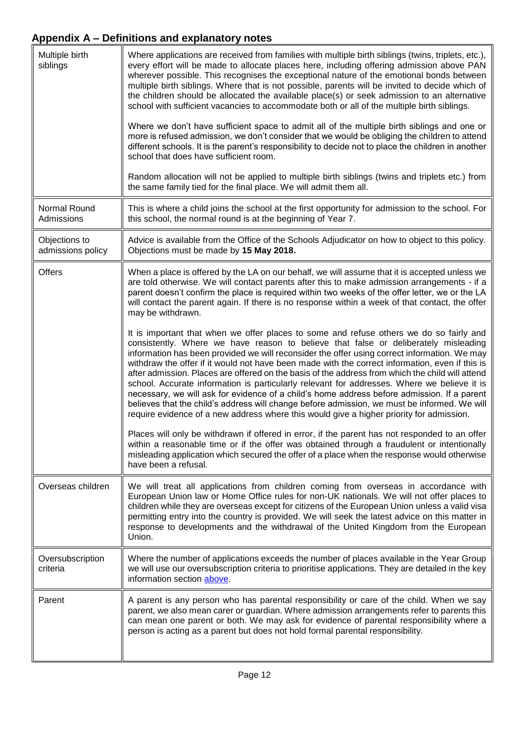## Appendix A – Definitions and explanatory notes

| | |
|---|---|
| Multiple birth siblings | Where applications are received from families with multiple birth siblings (twins, triplets, etc.), every effort will be made to allocate places here, including offering admission above PAN wherever possible. This recognises the exceptional nature of the emotional bonds between multiple birth siblings. Where that is not possible, parents will be invited to decide which of the children should be allocated the available place(s) or seek admission to an alternative school with sufficient vacancies to accommodate both or all of the multiple birth siblings.<br><br>Where we don't have sufficient space to admit all of the multiple birth siblings and one or more is refused admission, we don't consider that we would be obliging the children to attend different schools. It is the parent's responsibility to decide not to place the children in another school that does have sufficient room.<br><br>Random allocation will not be applied to multiple birth siblings (twins and triplets etc.) from the same family tied for the final place. We will admit them all. |
| Normal Round Admissions | This is where a child joins the school at the first opportunity for admission to the school. For this school, the normal round is at the beginning of Year 7. |
| Objections to admissions policy | Advice is available from the Office of the Schools Adjudicator on how to object to this policy. Objections must be made by **15 May 2018.** |
| Offers | When a place is offered by the LA on our behalf, we will assume that it is accepted unless we are told otherwise. We will contact parents after this to make admission arrangements - if a parent doesn't confirm the place is required within two weeks of the offer letter, we or the LA will contact the parent again. If there is no response within a week of that contact, the offer may be withdrawn.<br><br>It is important that when we offer places to some and refuse others we do so fairly and consistently. Where we have reason to believe that false or deliberately misleading information has been provided we will reconsider the offer using correct information. We may withdraw the offer if it would not have been made with the correct information, even if this is after admission. Places are offered on the basis of the address from which the child will attend school. Accurate information is particularly relevant for addresses. Where we believe it is necessary, we will ask for evidence of a child's home address before admission. If a parent believes that the child's address will change before admission, we must be informed. We will require evidence of a new address where this would give a higher priority for admission.<br><br>Places will only be withdrawn if offered in error, if the parent has not responded to an offer within a reasonable time or if the offer was obtained through a fraudulent or intentionally misleading application which secured the offer of a place when the response would otherwise have been a refusal. |
| Overseas children | We will treat all applications from children coming from overseas in accordance with European Union law or Home Office rules for non-UK nationals. We will not offer places to children while they are overseas except for citizens of the European Union unless a valid visa permitting entry into the country is provided. We will seek the latest advice on this matter in response to developments and the withdrawal of the United Kingdom from the European Union. |
| Oversubscription criteria | Where the number of applications exceeds the number of places available in the Year Group we will use our oversubscription criteria to prioritise applications. They are detailed in the key information section above. |
| Parent | A parent is any person who has parental responsibility or care of the child. When we say parent, we also mean carer or guardian. Where admission arrangements refer to parents this can mean one parent or both. We may ask for evidence of parental responsibility where a person is acting as a parent but does not hold formal parental responsibility. |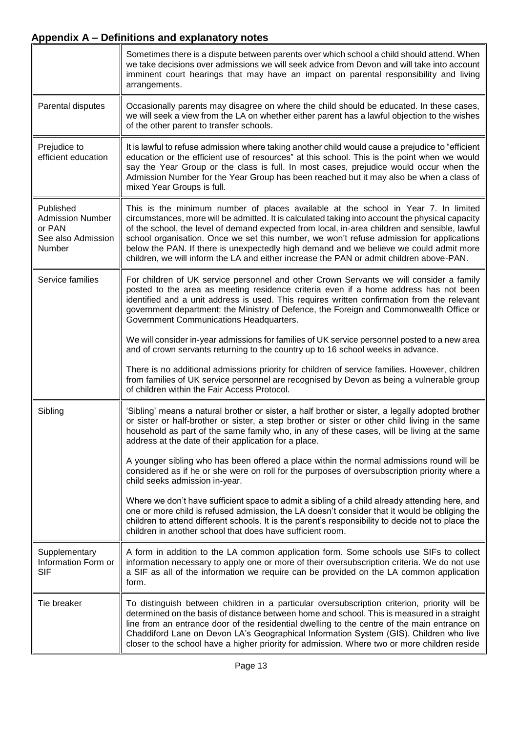## Appendix A – Definitions and explanatory notes

| | |
|---|---|
| | Sometimes there is a dispute between parents over which school a child should attend. When we take decisions over admissions we will seek advice from Devon and will take into account imminent court hearings that may have an impact on parental responsibility and living arrangements. |
| Parental disputes | Occasionally parents may disagree on where the child should be educated. In these cases, we will seek a view from the LA on whether either parent has a lawful objection to the wishes of the other parent to transfer schools. |
| Prejudice to efficient education | It is lawful to refuse admission where taking another child would cause a prejudice to "efficient education or the efficient use of resources" at this school. This is the point when we would say the Year Group or the class is full. In most cases, prejudice would occur when the Admission Number for the Year Group has been reached but it may also be when a class of mixed Year Groups is full. |
| Published Admission Number or PAN See also Admission Number | This is the minimum number of places available at the school in Year 7. In limited circumstances, more will be admitted. It is calculated taking into account the physical capacity of the school, the level of demand expected from local, in-area children and sensible, lawful school organisation. Once we set this number, we won't refuse admission for applications below the PAN. If there is unexpectedly high demand and we believe we could admit more children, we will inform the LA and either increase the PAN or admit children above-PAN. |
| Service families | For children of UK service personnel and other Crown Servants we will consider a family posted to the area as meeting residence criteria even if a home address has not been identified and a unit address is used. This requires written confirmation from the relevant government department: the Ministry of Defence, the Foreign and Commonwealth Office or Government Communications Headquarters.<br><br>We will consider in-year admissions for families of UK service personnel posted to a new area and of crown servants returning to the country up to 16 school weeks in advance.<br><br>There is no additional admissions priority for children of service families. However, children from families of UK service personnel are recognised by Devon as being a vulnerable group of children within the Fair Access Protocol. |
| Sibling | 'Sibling' means a natural brother or sister, a half brother or sister, a legally adopted brother or sister or half-brother or sister, a step brother or sister or other child living in the same household as part of the same family who, in any of these cases, will be living at the same address at the date of their application for a place.<br><br>A younger sibling who has been offered a place within the normal admissions round will be considered as if he or she were on roll for the purposes of oversubscription priority where a child seeks admission in-year.<br><br>Where we don't have sufficient space to admit a sibling of a child already attending here, and one or more child is refused admission, the LA doesn't consider that it would be obliging the children to attend different schools. It is the parent's responsibility to decide not to place the children in another school that does have sufficient room. |
| Supplementary Information Form or SIF | A form in addition to the LA common application form. Some schools use SIFs to collect information necessary to apply one or more of their oversubscription criteria. We do not use a SIF as all of the information we require can be provided on the LA common application form. |
| Tie breaker | To distinguish between children in a particular oversubscription criterion, priority will be determined on the basis of distance between home and school. This is measured in a straight line from an entrance door of the residential dwelling to the centre of the main entrance on Chaddiford Lane on Devon LA's Geographical Information System (GIS). Children who live closer to the school have a higher priority for admission. Where two or more children reside |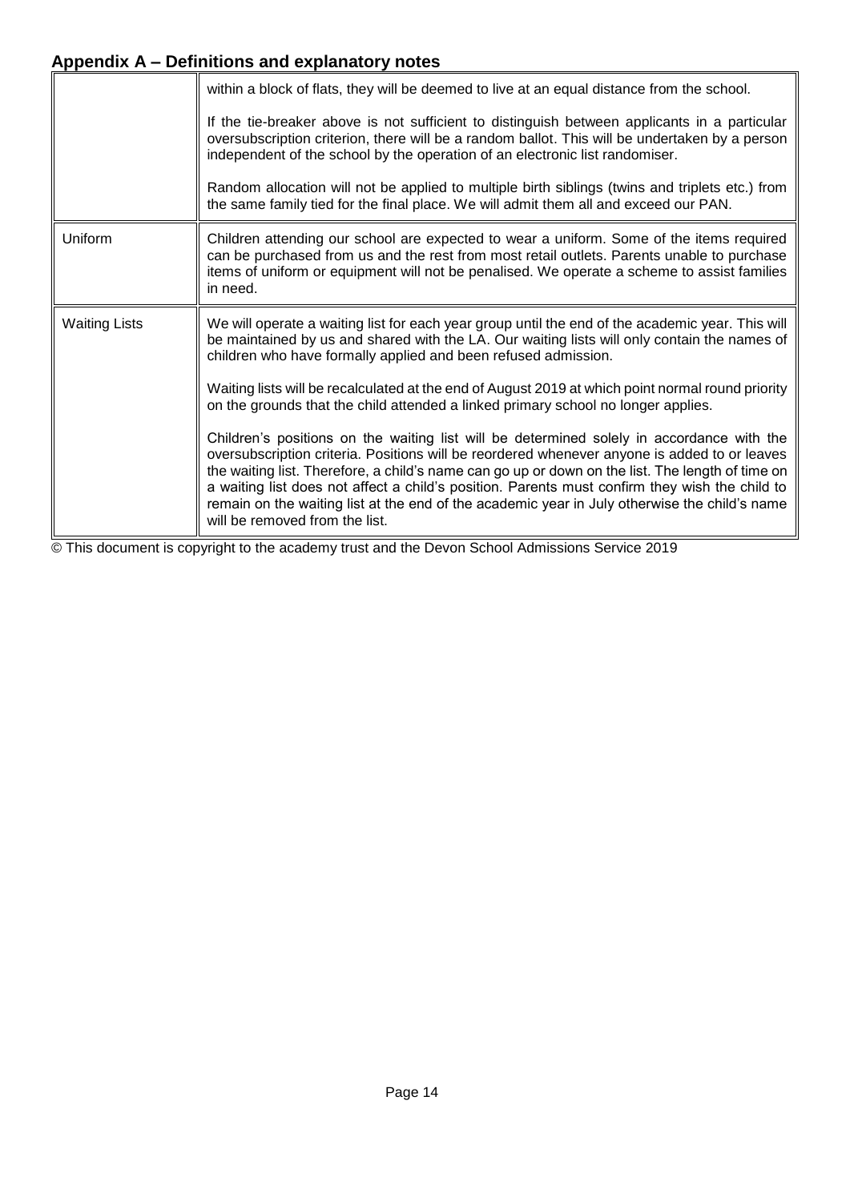## Appendix A – Definitions and explanatory notes

| | |
|---|---|
| | within a block of flats, they will be deemed to live at an equal distance from the school.<br><br>If the tie-breaker above is not sufficient to distinguish between applicants in a particular oversubscription criterion, there will be a random ballot. This will be undertaken by a person independent of the school by the operation of an electronic list randomiser.<br><br>Random allocation will not be applied to multiple birth siblings (twins and triplets etc.) from the same family tied for the final place. We will admit them all and exceed our PAN. |
| Uniform | Children attending our school are expected to wear a uniform. Some of the items required can be purchased from us and the rest from most retail outlets. Parents unable to purchase items of uniform or equipment will not be penalised. We operate a scheme to assist families in need. |
| Waiting Lists | We will operate a waiting list for each year group until the end of the academic year. This will be maintained by us and shared with the LA. Our waiting lists will only contain the names of children who have formally applied and been refused admission.<br><br>Waiting lists will be recalculated at the end of August 2019 at which point normal round priority on the grounds that the child attended a linked primary school no longer applies.<br><br>Children's positions on the waiting list will be determined solely in accordance with the oversubscription criteria. Positions will be reordered whenever anyone is added to or leaves the waiting list. Therefore, a child's name can go up or down on the list. The length of time on a waiting list does not affect a child's position. Parents must confirm they wish the child to remain on the waiting list at the end of the academic year in July otherwise the child's name will be removed from the list. |

© This document is copyright to the academy trust and the Devon School Admissions Service 2019